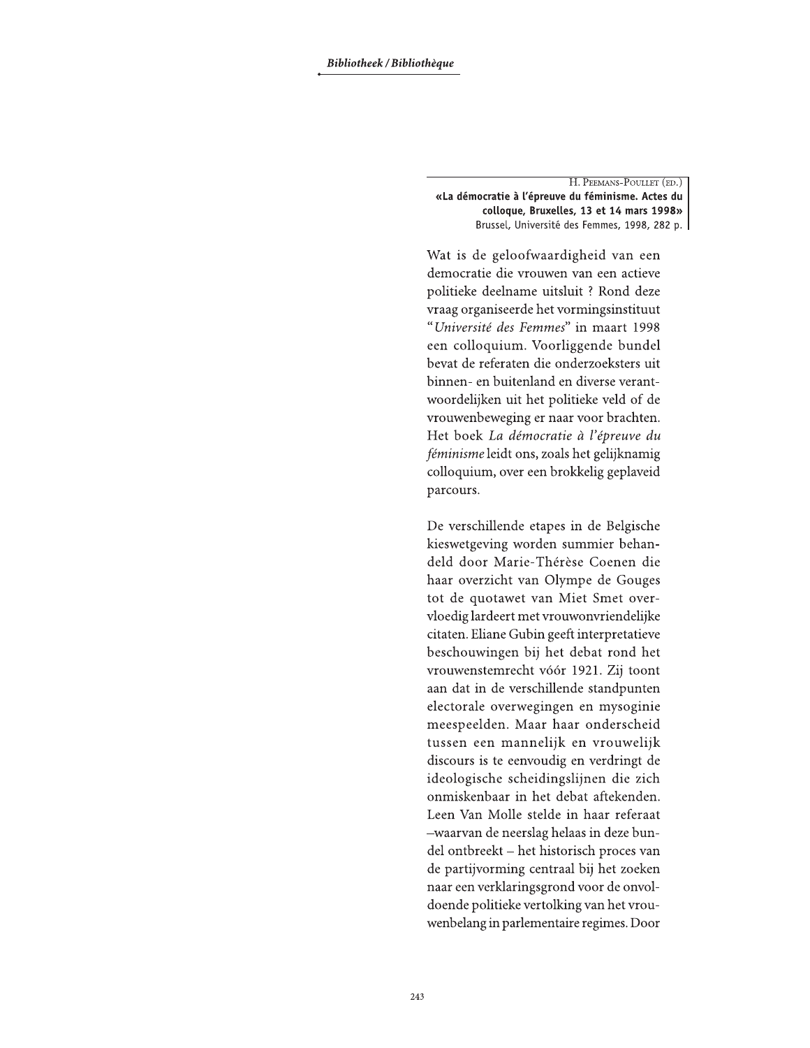H. Peemans-Poullet (ed.)
**«La démocratie à l'épreuve du féminisme. Actes du colloque, Bruxelles, 13 et 14 mars 1998»**
Brussel, Université des Femmes, 1998, 282 p.

Wat is de geloofwaardigheid van een democratie die vrouwen van een actieve politieke deelname uitsluit ? Rond deze vraag organiseerde het vormingsinstituut "*Université des Femmes*" in maart 1998 een colloquium. Voorliggende bundel bevat de referaten die onderzoeksters uit binnen- en buitenland en diverse verantwoordelijken uit het politieke veld of de vrouwenbeweging er naar voor brachten. Het boek *La démocratie à l'épreuve du féminisme* leidt ons, zoals het gelijknamig colloquium, over een brokkelig geplaveid parcours.

De verschillende etapes in de Belgische kieswetgeving worden summier behandeld door Marie-Thérèse Coenen die haar overzicht van Olympe de Gouges tot de quotawet van Miet Smet overvloedig lardeert met vrouwonvriendelijke citaten. Eliane Gubin geeft interpretatieve beschouwingen bij het debat rond het vrouwenstemrecht vóór 1921. Zij toont aan dat in de verschillende standpunten electorale overwegingen en mysoginie meespeelden. Maar haar onderscheid tussen een mannelijk en vrouwelijk discours is te eenvoudig en verdringt de ideologische scheidingslijnen die zich onmiskenbaar in het debat aftekenden. Leen Van Molle stelde in haar referaat –waarvan de neerslag helaas in deze bundel ontbreekt – het historisch proces van de partijvorming centraal bij het zoeken naar een verklaringsgrond voor de onvoldoende politieke vertolking van het vrouwenbelang in parlementaire regimes. Door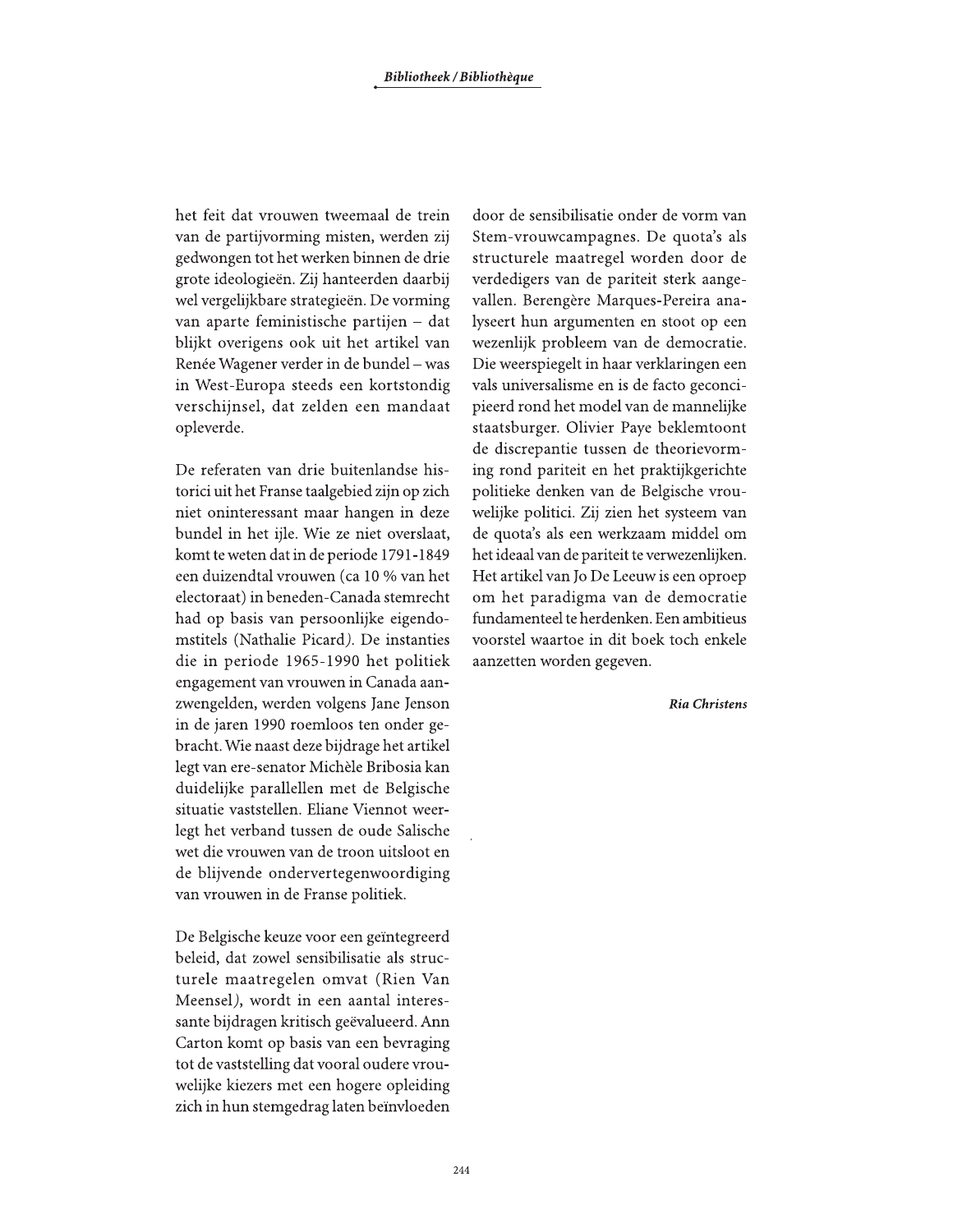het feit dat vrouwen tweemaal de trein van de partijvorming misten, werden zij gedwongen tot het werken binnen de drie grote ideologieën. Zij hanteerden daarbij wel vergelijkbare strategieën. De vorming van aparte feministische partijen – dat blijkt overigens ook uit het artikel van Renée Wagener verder in de bundel – was in West-Europa steeds een kortstondig verschijnsel, dat zelden een mandaat opleverde.

De referaten van drie buitenlandse historici uit het Franse taalgebied zijn op zich niet oninteressant maar hangen in deze bundel in het ijle. Wie ze niet overslaat, komt te weten dat in de periode 1791-1849 een duizendtal vrouwen (ca 10 % van het electoraat) in beneden-Canada stemrecht had op basis van persoonlijke eigendomstitels (Nathalie Picard). De instanties die in periode 1965-1990 het politiek engagement van vrouwen in Canada aanzwengelden, werden volgens Jane Jenson in de jaren 1990 roemloos ten onder gebracht. Wie naast deze bijdrage het artikel legt van ere-senator Michèle Bribosia kan duidelijke parallellen met de Belgische situatie vaststellen. Eliane Viennot weerlegt het verband tussen de oude Salische wet die vrouwen van de troon uitsloot en de blijvende ondervertegenwoordiging van vrouwen in de Franse politiek.

De Belgische keuze voor een geïntegreerd beleid, dat zowel sensibilisatie als structurele maatregelen omvat (Rien Van Meensel), wordt in een aantal interessante bijdragen kritisch geëvalueerd. Ann Carton komt op basis van een bevraging tot de vaststelling dat vooral oudere vrouwelijke kiezers met een hogere opleiding zich in hun stemgedrag laten beïnvloeden door de sensibilisatie onder de vorm van Stem-vrouwcampagnes. De quota's als structurele maatregel worden door de verdedigers van de pariteit sterk aangevallen. Berengère Marques-Pereira analyseert hun argumenten en stoot op een wezenlijk probleem van de democratie. Die weerspiegelt in haar verklaringen een vals universalisme en is de facto geconcipieerd rond het model van de mannelijke staatsburger. Olivier Paye beklemtoont de discrepantie tussen de theorievorming rond pariteit en het praktijkgerichte politieke denken van de Belgische vrouwelijke politici. Zij zien het systeem van de quota's als een werkzaam middel om het ideaal van de pariteit te verwezenlijken. Het artikel van Jo De Leeuw is een oproep om het paradigma van de democratie fundamenteel te herdenken. Een ambitieus voorstel waartoe in dit boek toch enkele aanzetten worden gegeven.

***Ria Christens***